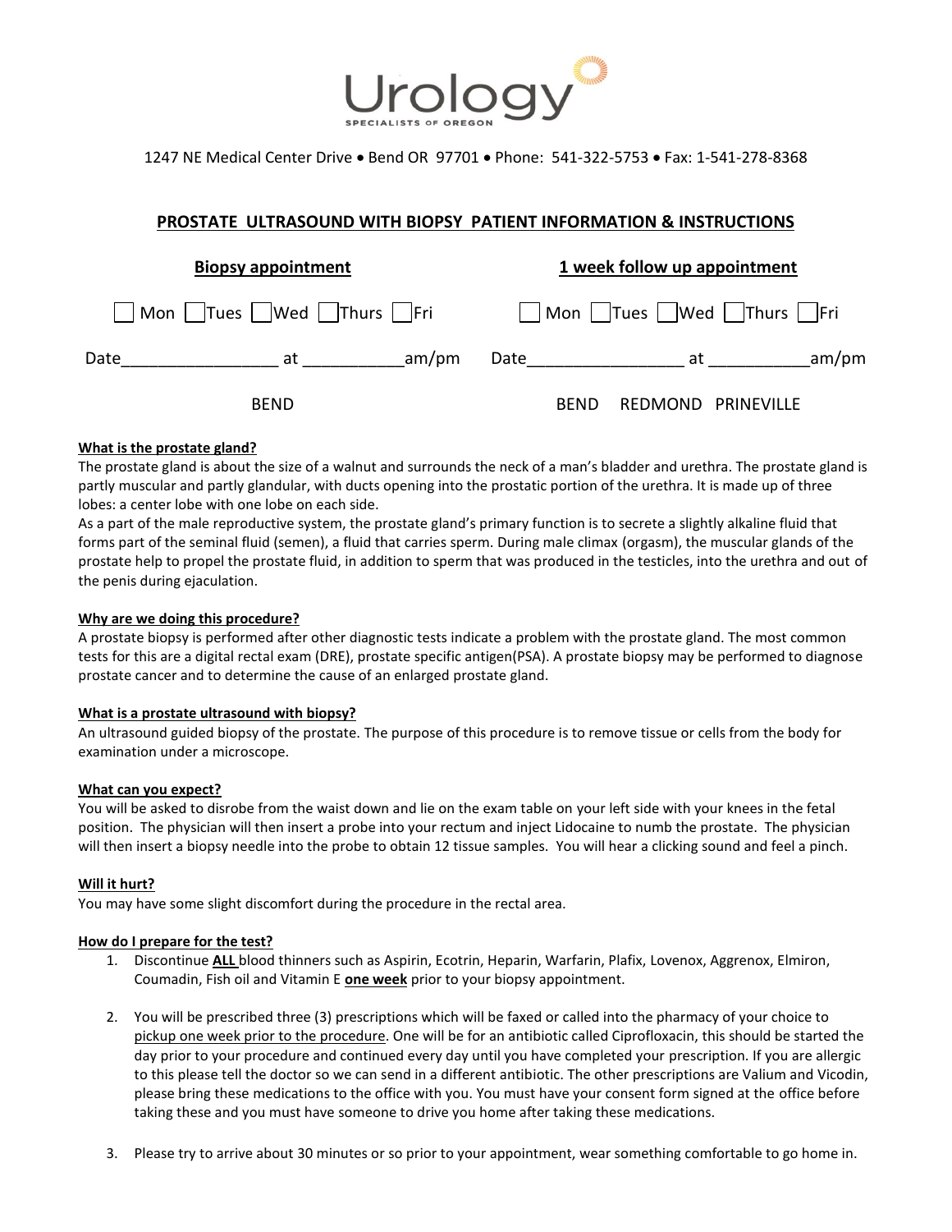# Urology

SPECIALISTS OF OREGON

1247 NE Medical Center Drive • Bend OR 97701 • Phone: 541-322-5753 • Fax: 1-541-278-8368

## PROSTATE ULTRASOUND WITH BIOPSY PATIENT INFORMATION & INSTRUCTIONS

| **Biopsy appointment** | **1 week follow up appointment** |
| --- | --- |
| ☐ Mon ☐ Tues ☐ Wed ☐ Thurs ☐ Fri | ☐ Mon ☐ Tues ☐ Wed ☐ Thurs ☐ Fri |
| Date________________ at __________am/pm | Date________________ at __________am/pm |
| BEND | BEND REDMOND PRINEVILLE |

**What is the prostate gland?**

The prostate gland is about the size of a walnut and surrounds the neck of a man's bladder and urethra. The prostate gland is partly muscular and partly glandular, with ducts opening into the prostatic portion of the urethra. It is made up of three lobes: a center lobe with one lobe on each side.

As a part of the male reproductive system, the prostate gland's primary function is to secrete a slightly alkaline fluid that forms part of the seminal fluid (semen), a fluid that carries sperm. During male climax (orgasm), the muscular glands of the prostate help to propel the prostate fluid, in addition to sperm that was produced in the testicles, into the urethra and out of the penis during ejaculation.

**Why are we doing this procedure?**

A prostate biopsy is performed after other diagnostic tests indicate a problem with the prostate gland. The most common tests for this are a digital rectal exam (DRE), prostate specific antigen(PSA). A prostate biopsy may be performed to diagnose prostate cancer and to determine the cause of an enlarged prostate gland.

**What is a prostate ultrasound with biopsy?**

An ultrasound guided biopsy of the prostate. The purpose of this procedure is to remove tissue or cells from the body for examination under a microscope.

**What can you expect?**

You will be asked to disrobe from the waist down and lie on the exam table on your left side with your knees in the fetal position. The physician will then insert a probe into your rectum and inject Lidocaine to numb the prostate. The physician will then insert a biopsy needle into the probe to obtain 12 tissue samples. You will hear a clicking sound and feel a pinch.

**Will it hurt?**

You may have some slight discomfort during the procedure in the rectal area.

**How do I prepare for the test?**

1. Discontinue **ALL** blood thinners such as Aspirin, Ecotrin, Heparin, Warfarin, Plafix, Lovenox, Aggrenox, Elmiron, Coumadin, Fish oil and Vitamin E **one week** prior to your biopsy appointment.

2. You will be prescribed three (3) prescriptions which will be faxed or called into the pharmacy of your choice to pickup one week prior to the procedure. One will be for an antibiotic called Ciprofloxacin, this should be started the day prior to your procedure and continued every day until you have completed your prescription. If you are allergic to this please tell the doctor so we can send in a different antibiotic. The other prescriptions are Valium and Vicodin, please bring these medications to the office with you. You must have your consent form signed at the office before taking these and you must have someone to drive you home after taking these medications.

3. Please try to arrive about 30 minutes or so prior to your appointment, wear something comfortable to go home in.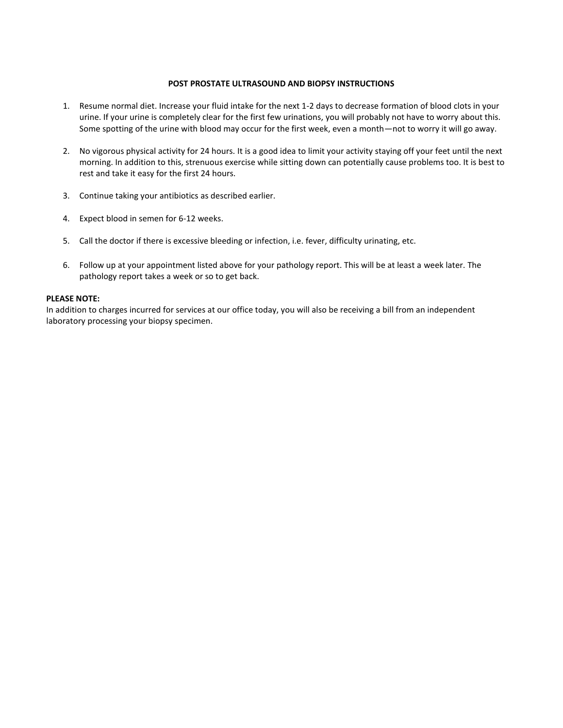**POST PROSTATE ULTRASOUND AND BIOPSY INSTRUCTIONS**

1. Resume normal diet. Increase your fluid intake for the next 1-2 days to decrease formation of blood clots in your urine. If your urine is completely clear for the first few urinations, you will probably not have to worry about this. Some spotting of the urine with blood may occur for the first week, even a month—not to worry it will go away.

2. No vigorous physical activity for 24 hours. It is a good idea to limit your activity staying off your feet until the next morning. In addition to this, strenuous exercise while sitting down can potentially cause problems too. It is best to rest and take it easy for the first 24 hours.

3. Continue taking your antibiotics as described earlier.

4. Expect blood in semen for 6-12 weeks.

5. Call the doctor if there is excessive bleeding or infection, i.e. fever, difficulty urinating, etc.

6. Follow up at your appointment listed above for your pathology report. This will be at least a week later. The pathology report takes a week or so to get back.

**PLEASE NOTE:**
In addition to charges incurred for services at our office today, you will also be receiving a bill from an independent laboratory processing your biopsy specimen.